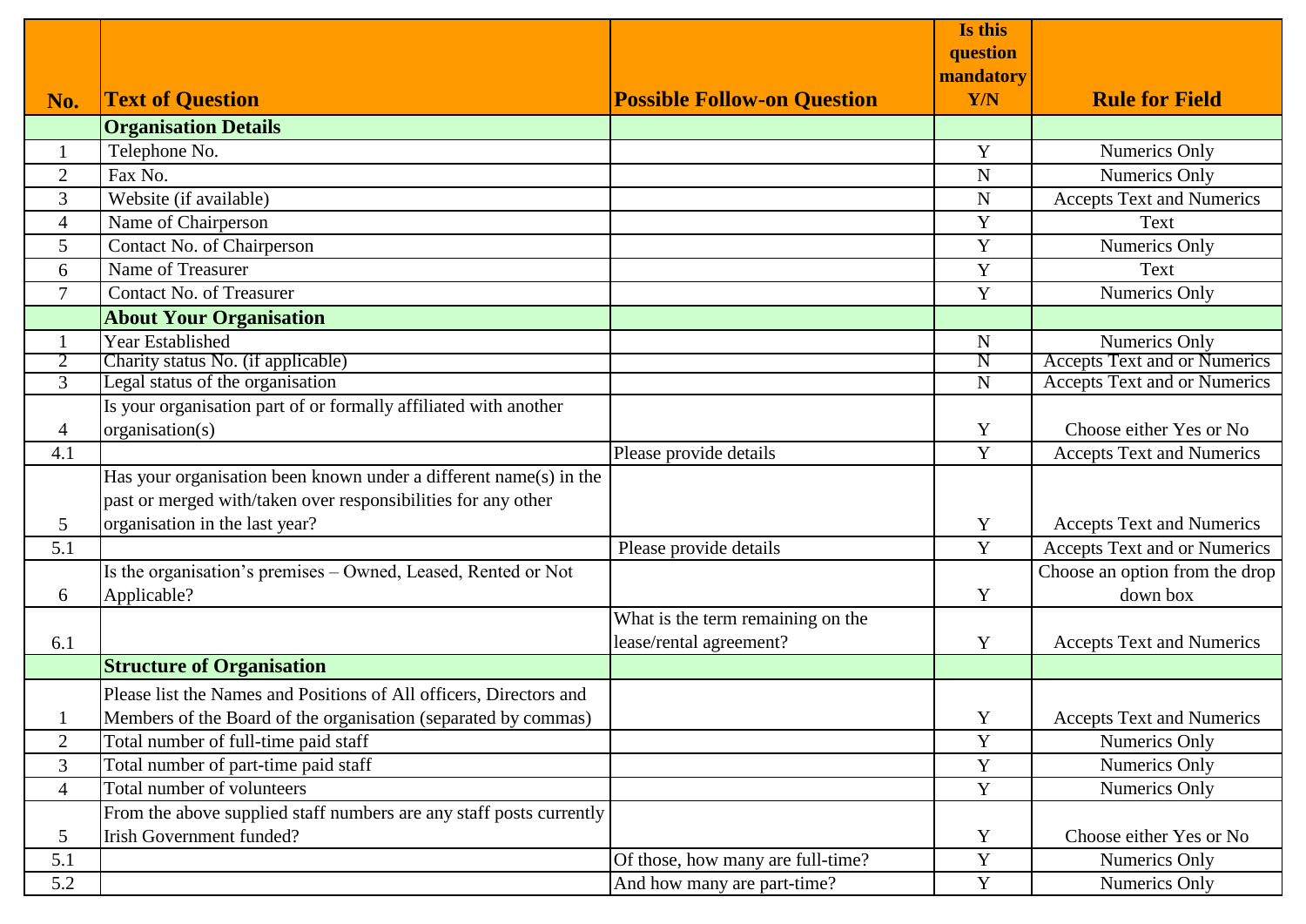| No. | Text of Question | Possible Follow-on Question | Is this question mandatory Y/N | Rule for Field |
|---|---|---|---|---|
| | **Organisation Details** | | | |
| 1 | Telephone No. | | Y | Numerics Only |
| 2 | Fax No. | | N | Numerics Only |
| 3 | Website (if available) | | N | Accepts Text and Numerics |
| 4 | Name of Chairperson | | Y | Text |
| 5 | Contact No. of Chairperson | | Y | Numerics Only |
| 6 | Name of Treasurer | | Y | Text |
| 7 | Contact No. of Treasurer | | Y | Numerics Only |
| | **About Your Organisation** | | | |
| 1 | Year Established | | N | Numerics Only |
| 2 | Charity status No. (if applicable) | | N | Accepts Text and or Numerics |
| 3 | Legal status of the organisation | | N | Accepts Text and or Numerics |
| 4 | Is your organisation part of or formally affiliated with another organisation(s) | | Y | Choose either Yes or No |
| 4.1 | | Please provide details | Y | Accepts Text and Numerics |
| 5 | Has your organisation been known under a different name(s) in the past or merged with/taken over responsibilities for any other organisation in the last year? | | Y | Accepts Text and Numerics |
| 5.1 | | Please provide details | Y | Accepts Text and or Numerics |
| 6 | Is the organisation's premises – Owned, Leased, Rented or Not Applicable? | | Y | Choose an option from the drop down box |
| 6.1 | | What is the term remaining on the lease/rental agreement? | Y | Accepts Text and Numerics |
| | **Structure of Organisation** | | | |
| 1 | Please list the Names and Positions of All officers, Directors and Members of the Board of the organisation (separated by commas) | | Y | Accepts Text and Numerics |
| 2 | Total number of full-time paid staff | | Y | Numerics Only |
| 3 | Total number of part-time paid staff | | Y | Numerics Only |
| 4 | Total number of volunteers | | Y | Numerics Only |
| 5 | From the above supplied staff numbers are any staff posts currently Irish Government funded? | | Y | Choose either Yes or No |
| 5.1 | | Of those, how many are full-time? | Y | Numerics Only |
| 5.2 | | And how many are part-time? | Y | Numerics Only |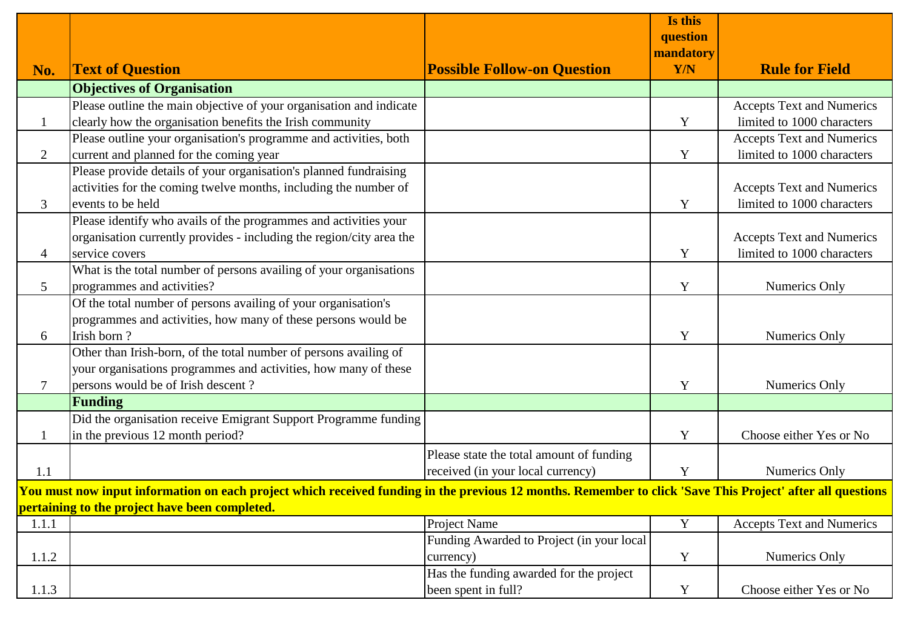| No. | Text of Question | Possible Follow-on Question | Is this question mandatory Y/N | Rule for Field |
|---|---|---|---|---|
| | **Objectives of Organisation** | | | |
| 1 | Please outline the main objective of your organisation and indicate clearly how the organisation benefits the Irish community | | Y | Accepts Text and Numerics limited to 1000 characters |
| 2 | Please outline your organisation's programme and activities, both current and planned for the coming year | | Y | Accepts Text and Numerics limited to 1000 characters |
| 3 | Please provide details of your organisation's planned fundraising activities for the coming twelve months, including the number of events to be held | | Y | Accepts Text and Numerics limited to 1000 characters |
| 4 | Please identify who avails of the programmes and activities your organisation currently provides - including the region/city area the service covers | | Y | Accepts Text and Numerics limited to 1000 characters |
| 5 | What is the total number of persons availing of your organisations programmes and activities? | | Y | Numerics Only |
| 6 | Of the total number of persons availing of your organisation's programmes and activities, how many of these persons would be Irish born ? | | Y | Numerics Only |
| 7 | Other than Irish-born, of the total number of persons availing of your organisations programmes and activities, how many of these persons would be of Irish descent ? | | Y | Numerics Only |
| | **Funding** | | | |
| 1 | Did the organisation receive Emigrant Support Programme funding in the previous 12 month period? | | Y | Choose either Yes or No |
| 1.1 | | Please state the total amount of funding received (in your local currency) | Y | Numerics Only |
| **You must now input information on each project which received funding in the previous 12 months. Remember to click 'Save This Project' after all questions pertaining to the project have been completed.** | | | | |
| 1.1.1 | | Project Name | Y | Accepts Text and Numerics |
| 1.1.2 | | Funding Awarded to Project (in your local currency) | Y | Numerics Only |
| 1.1.3 | | Has the funding awarded for the project been spent in full? | Y | Choose either Yes or No |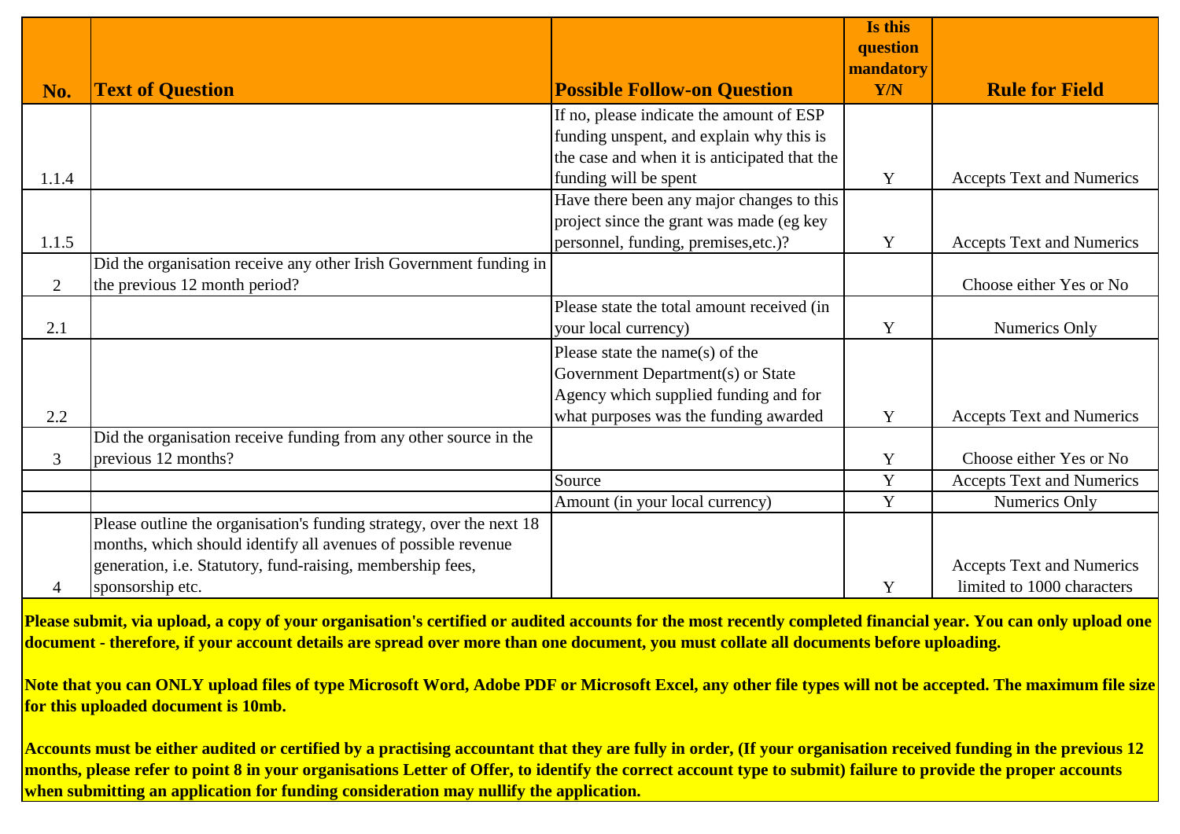| No. | Text of Question | Possible Follow-on Question | Is this question mandatory Y/N | Rule for Field |
|---|---|---|---|---|
| 1.1.4 | | If no, please indicate the amount of ESP funding unspent, and explain why this is the case and when it is anticipated that the funding will be spent | Y | Accepts Text and Numerics |
| 1.1.5 | | Have there been any major changes to this project since the grant was made (eg key personnel, funding, premises,etc.)? | Y | Accepts Text and Numerics |
| 2 | Did the organisation receive any other Irish Government funding in the previous 12 month period? | | | Choose either Yes or No |
| 2.1 | | Please state the total amount received (in your local currency) | Y | Numerics Only |
| 2.2 | | Please state the name(s) of the Government Department(s) or State Agency which supplied funding and for what purposes was the funding awarded | Y | Accepts Text and Numerics |
| 3 | Did the organisation receive funding from any other source in the previous 12 months? | | Y | Choose either Yes or No |
| | | Source | Y | Accepts Text and Numerics |
| | | Amount (in your local currency) | Y | Numerics Only |
| 4 | Please outline the organisation's funding strategy, over the next 18 months, which should identify all avenues of possible revenue generation, i.e. Statutory, fund-raising, membership fees, sponsorship etc. | | Y | Accepts Text and Numerics limited to 1000 characters |

**Please submit, via upload, a copy of your organisation's certified or audited accounts for the most recently completed financial year. You can only upload one document - therefore, if your account details are spread over more than one document, you must collate all documents before uploading.**

**Note that you can ONLY upload files of type Microsoft Word, Adobe PDF or Microsoft Excel, any other file types will not be accepted. The maximum file size for this uploaded document is 10mb.**

**Accounts must be either audited or certified by a practising accountant that they are fully in order, (If your organisation received funding in the previous 12 months, please refer to point 8 in your organisations Letter of Offer, to identify the correct account type to submit) failure to provide the proper accounts when submitting an application for funding consideration may nullify the application.**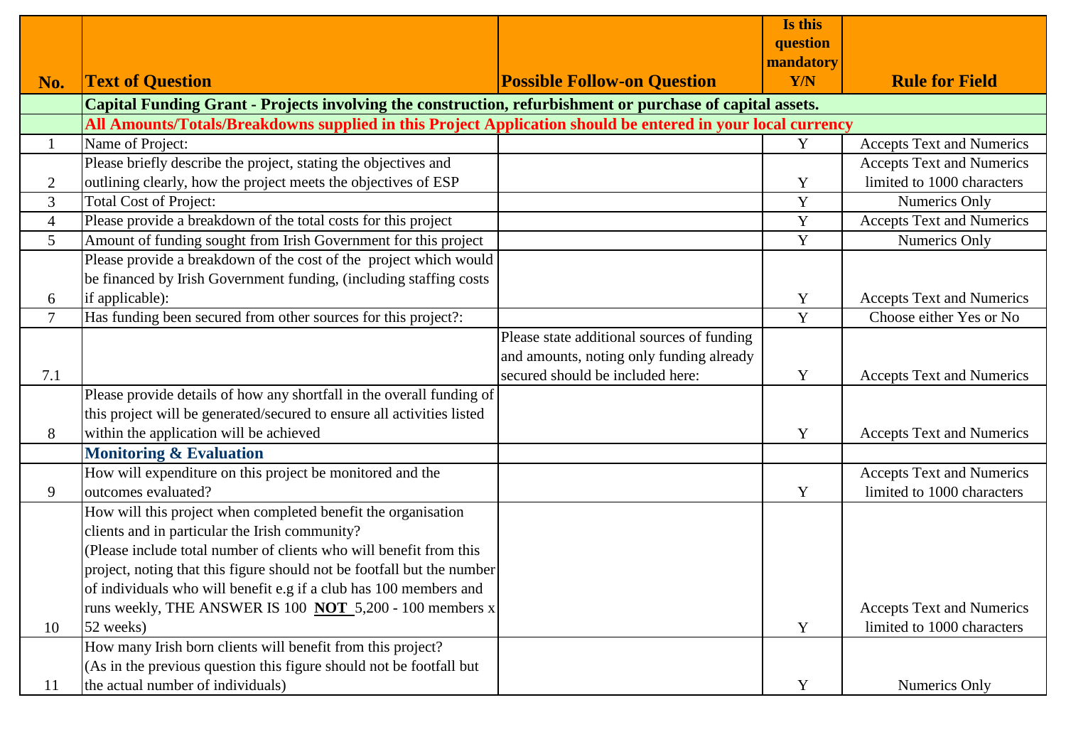| No. | Text of Question | Possible Follow-on Question | Is this question mandatory Y/N | Rule for Field |
|---|---|---|---|---|
| | **Capital Funding Grant - Projects involving the construction, refurbishment or purchase of capital assets.** | | | |
| | **All Amounts/Totals/Breakdowns supplied in this Project Application should be entered in your local currency** | | | |
| 1 | Name of Project: | | Y | Accepts Text and Numerics |
| 2 | Please briefly describe the project, stating the objectives and outlining clearly, how the project meets the objectives of ESP | | Y | Accepts Text and Numerics limited to 1000 characters |
| 3 | Total Cost of Project: | | Y | Numerics Only |
| 4 | Please provide a breakdown of the total costs for this project | | Y | Accepts Text and Numerics |
| 5 | Amount of funding sought from Irish Government for this project | | Y | Numerics Only |
| 6 | Please provide a breakdown of the cost of the project which would be financed by Irish Government funding, (including staffing costs if applicable): | | Y | Accepts Text and Numerics |
| 7 | Has funding been secured from other sources for this project?: | | Y | Choose either Yes or No |
| 7.1 | | Please state additional sources of funding and amounts, noting only funding already secured should be included here: | Y | Accepts Text and Numerics |
| 8 | Please provide details of how any shortfall in the overall funding of this project will be generated/secured to ensure all activities listed within the application will be achieved | | Y | Accepts Text and Numerics |
| | **Monitoring & Evaluation** | | | |
| 9 | How will expenditure on this project be monitored and the outcomes evaluated? | | Y | Accepts Text and Numerics limited to 1000 characters |
| 10 | How will this project when completed benefit the organisation clients and in particular the Irish community? (Please include total number of clients who will benefit from this project, noting that this figure should not be footfall but the number of individuals who will benefit e.g if a club has 100 members and runs weekly, THE ANSWER IS 100 **NOT** 5,200 - 100 members x 52 weeks) | | Y | Accepts Text and Numerics limited to 1000 characters |
| 11 | How many Irish born clients will benefit from this project? (As in the previous question this figure should not be footfall but the actual number of individuals) | | Y | Numerics Only |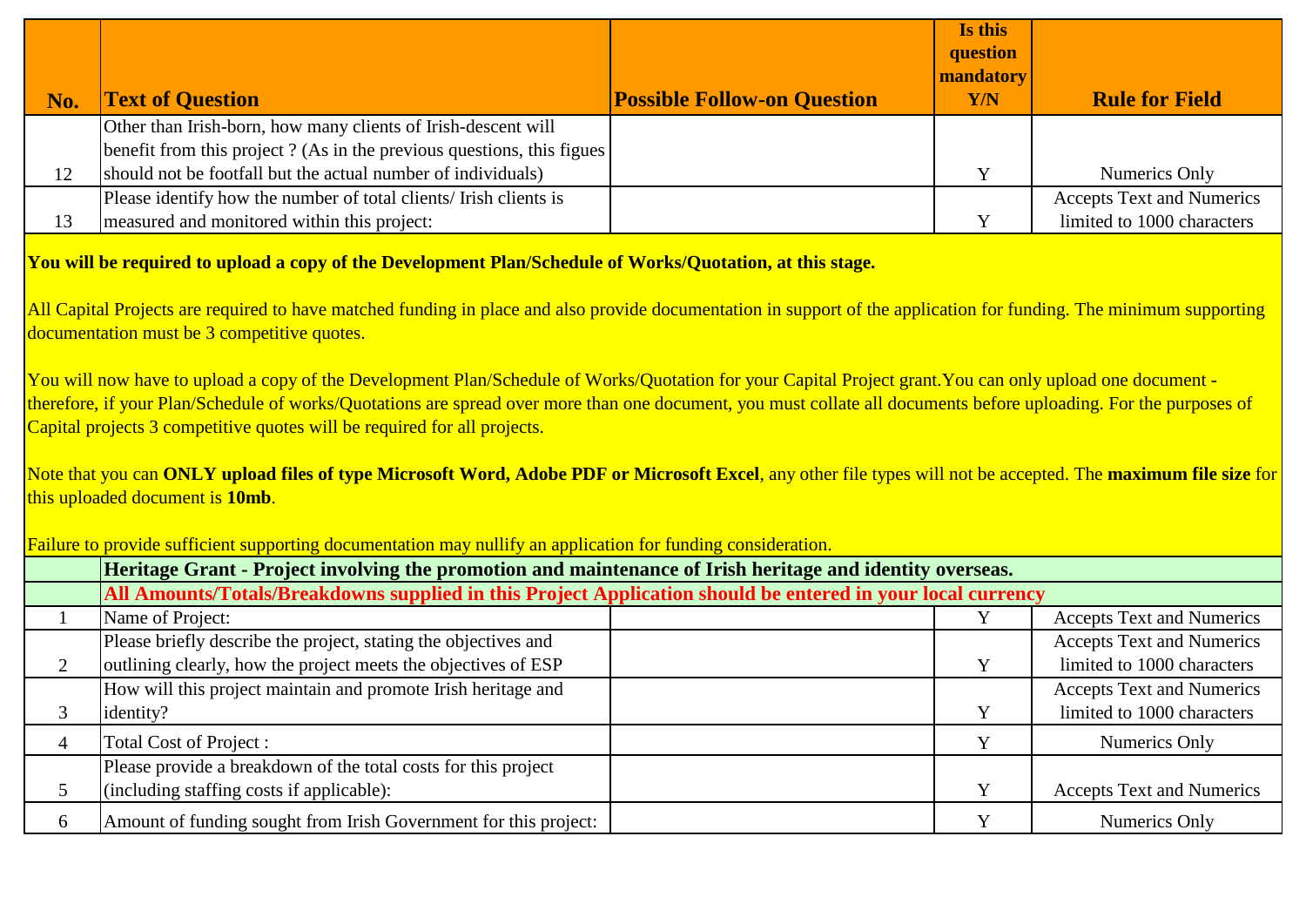| No. | Text of Question | Possible Follow-on Question | Is this question mandatory Y/N | Rule for Field |
|---|---|---|---|---|
| 12 | Other than Irish-born, how many clients of Irish-descent will benefit from this project ? (As in the previous questions, this figues should not be footfall but the actual number of individuals) | | Y | Numerics Only |
| 13 | Please identify how the number of total clients/ Irish clients is measured and monitored within this project: | | Y | Accepts Text and Numerics limited to 1000 characters |

**You will be required to upload a copy of the Development Plan/Schedule of Works/Quotation, at this stage.**

All Capital Projects are required to have matched funding in place and also provide documentation in support of the application for funding. The minimum supporting documentation must be 3 competitive quotes.

You will now have to upload a copy of the Development Plan/Schedule of Works/Quotation for your Capital Project grant.You can only upload one document - therefore, if your Plan/Schedule of works/Quotations are spread over more than one document, you must collate all documents before uploading. For the purposes of Capital projects 3 competitive quotes will be required for all projects.

Note that you can **ONLY upload files of type Microsoft Word, Adobe PDF or Microsoft Excel**, any other file types will not be accepted. The **maximum file size** for this uploaded document is **10mb**.

Failure to provide sufficient supporting documentation may nullify an application for funding consideration.

| No. | Text of Question | Possible Follow-on Question | Is this question mandatory Y/N | Rule for Field |
|---|---|---|---|---|
| | **Heritage Grant - Project involving the promotion and maintenance of Irish heritage and identity overseas.** | | | |
| | **All Amounts/Totals/Breakdowns supplied in this Project Application should be entered in your local currency** | | | |
| 1 | Name of Project: | | Y | Accepts Text and Numerics |
| 2 | Please briefly describe the project, stating the objectives and outlining clearly, how the project meets the objectives of ESP | | Y | Accepts Text and Numerics limited to 1000 characters |
| 3 | How will this project maintain and promote Irish heritage and identity? | | Y | Accepts Text and Numerics limited to 1000 characters |
| 4 | Total Cost of Project : | | Y | Numerics Only |
| 5 | Please provide a breakdown of the total costs for this project (including staffing costs if applicable): | | Y | Accepts Text and Numerics |
| 6 | Amount of funding sought from Irish Government for this project: | | Y | Numerics Only |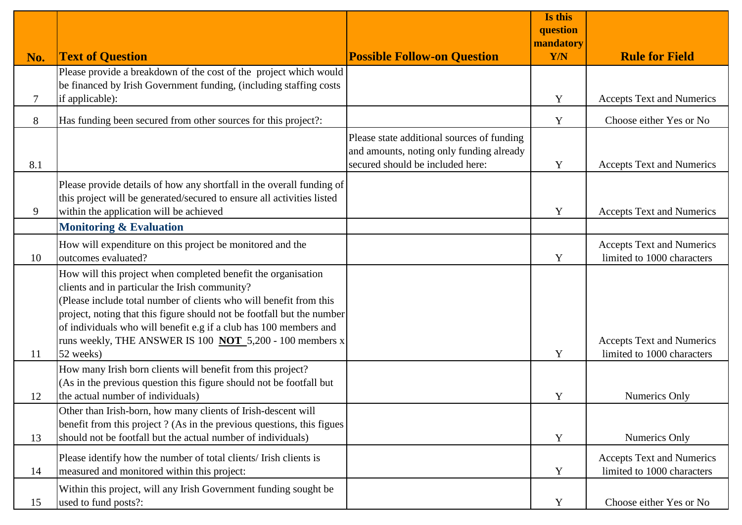| No. | Text of Question | Possible Follow-on Question | Is this question mandatory Y/N | Rule for Field |
|---|---|---|---|---|
| 7 | Please provide a breakdown of the cost of the project which would be financed by Irish Government funding, (including staffing costs if applicable): | | Y | Accepts Text and Numerics |
| 8 | Has funding been secured from other sources for this project?: | | Y | Choose either Yes or No |
| 8.1 | | Please state additional sources of funding and amounts, noting only funding already secured should be included here: | Y | Accepts Text and Numerics |
| 9 | Please provide details of how any shortfall in the overall funding of this project will be generated/secured to ensure all activities listed within the application will be achieved | | Y | Accepts Text and Numerics |
| | **Monitoring & Evaluation** | | | |
| 10 | How will expenditure on this project be monitored and the outcomes evaluated? | | Y | Accepts Text and Numerics limited to 1000 characters |
| 11 | How will this project when completed benefit the organisation clients and in particular the Irish community? (Please include total number of clients who will benefit from this project, noting that this figure should not be footfall but the number of individuals who will benefit e.g if a club has 100 members and runs weekly, THE ANSWER IS 100 **NOT** 5,200 - 100 members x 52 weeks) | | Y | Accepts Text and Numerics limited to 1000 characters |
| 12 | How many Irish born clients will benefit from this project? (As in the previous question this figure should not be footfall but the actual number of individuals) | | Y | Numerics Only |
| 13 | Other than Irish-born, how many clients of Irish-descent will benefit from this project ? (As in the previous questions, this figues should not be footfall but the actual number of individuals) | | Y | Numerics Only |
| 14 | Please identify how the number of total clients/ Irish clients is measured and monitored within this project: | | Y | Accepts Text and Numerics limited to 1000 characters |
| 15 | Within this project, will any Irish Government funding sought be used to fund posts?: | | Y | Choose either Yes or No |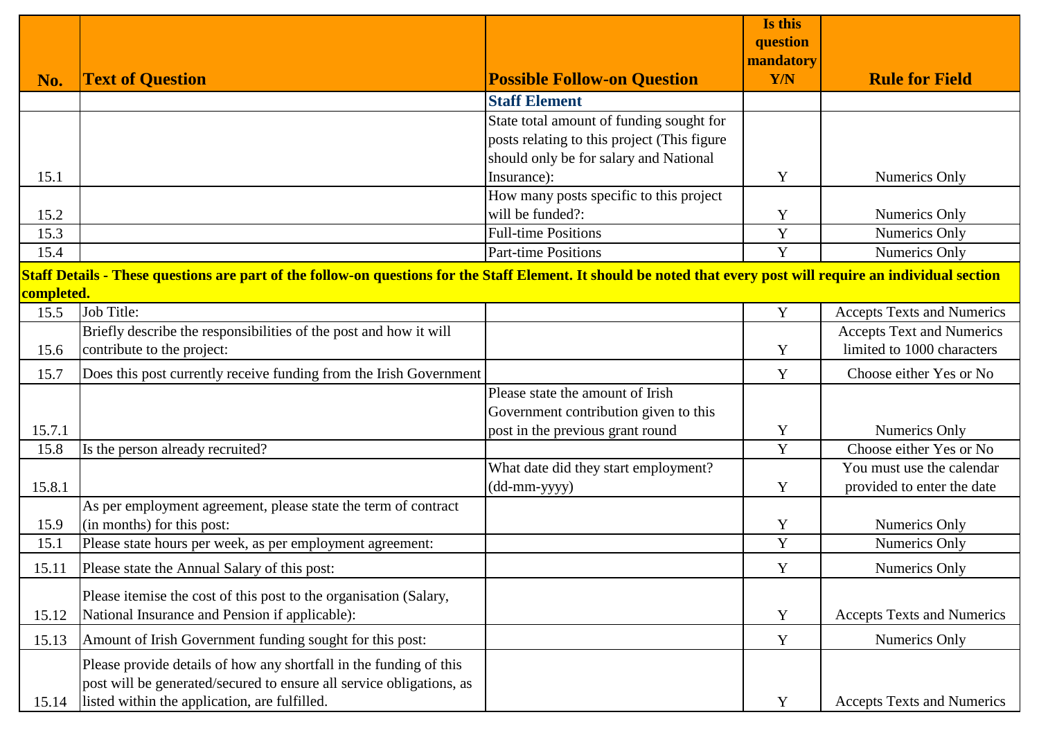| No. | Text of Question | Possible Follow-on Question | Is this question mandatory Y/N | Rule for Field |
|---|---|---|---|---|
| | | **Staff Element** | | |
| 15.1 | | State total amount of funding sought for posts relating to this project (This figure should only be for salary and National Insurance): | Y | Numerics Only |
| 15.2 | | How many posts specific to this project will be funded?: | Y | Numerics Only |
| 15.3 | | Full-time Positions | Y | Numerics Only |
| 15.4 | | Part-time Positions | Y | Numerics Only |
| **Staff Details - These questions are part of the follow-on questions for the Staff Element. It should be noted that every post will require an individual section completed.** | | | | |
| 15.5 | Job Title: | | Y | Accepts Texts and Numerics |
| 15.6 | Briefly describe the responsibilities of the post and how it will contribute to the project: | | Y | Accepts Text and Numerics limited to 1000 characters |
| 15.7 | Does this post currently receive funding from the Irish Government | | Y | Choose either Yes or No |
| 15.7.1 | | Please state the amount of Irish Government contribution given to this post in the previous grant round | Y | Numerics Only |
| 15.8 | Is the person already recruited? | | Y | Choose either Yes or No |
| 15.8.1 | | What date did they start employment? (dd-mm-yyyy) | Y | You must use the calendar provided to enter the date |
| 15.9 | As per employment agreement, please state the term of contract (in months) for this post: | | Y | Numerics Only |
| 15.1 | Please state hours per week, as per employment agreement: | | Y | Numerics Only |
| 15.11 | Please state the Annual Salary of this post: | | Y | Numerics Only |
| 15.12 | Please itemise the cost of this post to the organisation (Salary, National Insurance and Pension if applicable): | | Y | Accepts Texts and Numerics |
| 15.13 | Amount of Irish Government funding sought for this post: | | Y | Numerics Only |
| 15.14 | Please provide details of how any shortfall in the funding of this post will be generated/secured to ensure all service obligations, as listed within the application, are fulfilled. | | Y | Accepts Texts and Numerics |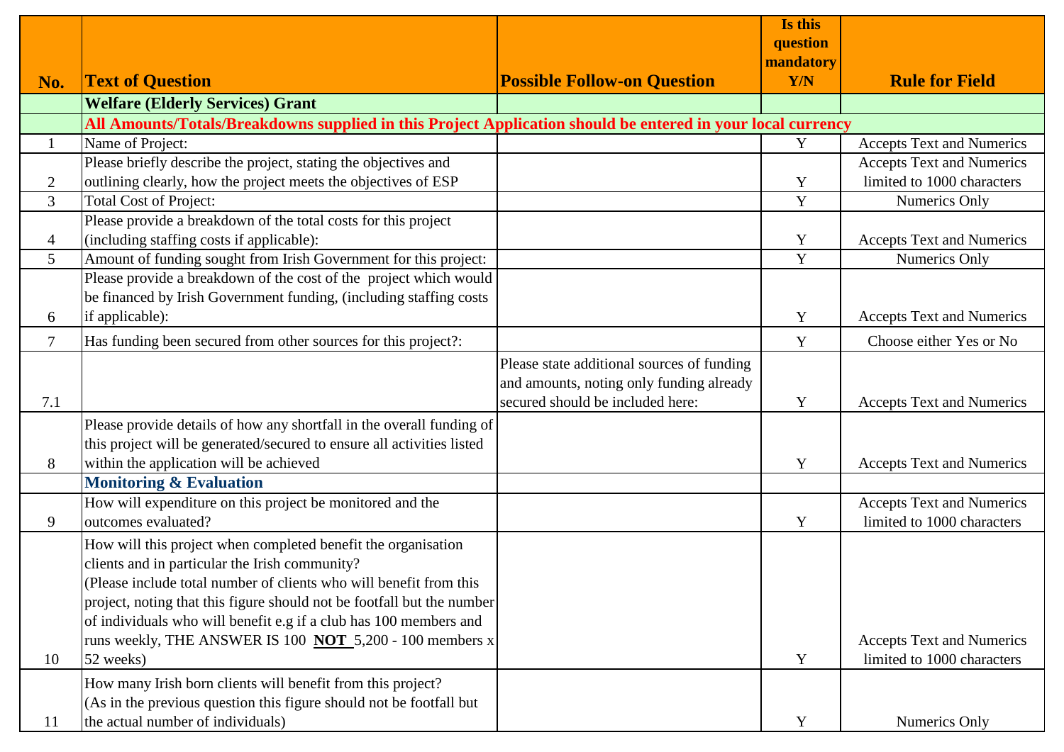| No. | Text of Question | Possible Follow-on Question | Is this question mandatory Y/N | Rule for Field |
|---|---|---|---|---|
| | **Welfare (Elderly Services) Grant** | | | |
| | **All Amounts/Totals/Breakdowns supplied in this Project Application should be entered in your local currency** | | | |
| 1 | Name of Project: | | Y | Accepts Text and Numerics |
| 2 | Please briefly describe the project, stating the objectives and outlining clearly, how the project meets the objectives of ESP | | Y | Accepts Text and Numerics limited to 1000 characters |
| 3 | Total Cost of Project: | | Y | Numerics Only |
| 4 | Please provide a breakdown of the total costs for this project (including staffing costs if applicable): | | Y | Accepts Text and Numerics |
| 5 | Amount of funding sought from Irish Government for this project: | | Y | Numerics Only |
| 6 | Please provide a breakdown of the cost of the project which would be financed by Irish Government funding, (including staffing costs if applicable): | | Y | Accepts Text and Numerics |
| 7 | Has funding been secured from other sources for this project?: | | Y | Choose either Yes or No |
| 7.1 | | Please state additional sources of funding and amounts, noting only funding already secured should be included here: | Y | Accepts Text and Numerics |
| 8 | Please provide details of how any shortfall in the overall funding of this project will be generated/secured to ensure all activities listed within the application will be achieved | | Y | Accepts Text and Numerics |
| | **Monitoring & Evaluation** | | | |
| 9 | How will expenditure on this project be monitored and the outcomes evaluated? | | Y | Accepts Text and Numerics limited to 1000 characters |
| 10 | How will this project when completed benefit the organisation clients and in particular the Irish community? (Please include total number of clients who will benefit from this project, noting that this figure should not be footfall but the number of individuals who will benefit e.g if a club has 100 members and runs weekly, THE ANSWER IS 100 **NOT** 5,200 - 100 members x 52 weeks) | | Y | Accepts Text and Numerics limited to 1000 characters |
| 11 | How many Irish born clients will benefit from this project? (As in the previous question this figure should not be footfall but the actual number of individuals) | | Y | Numerics Only |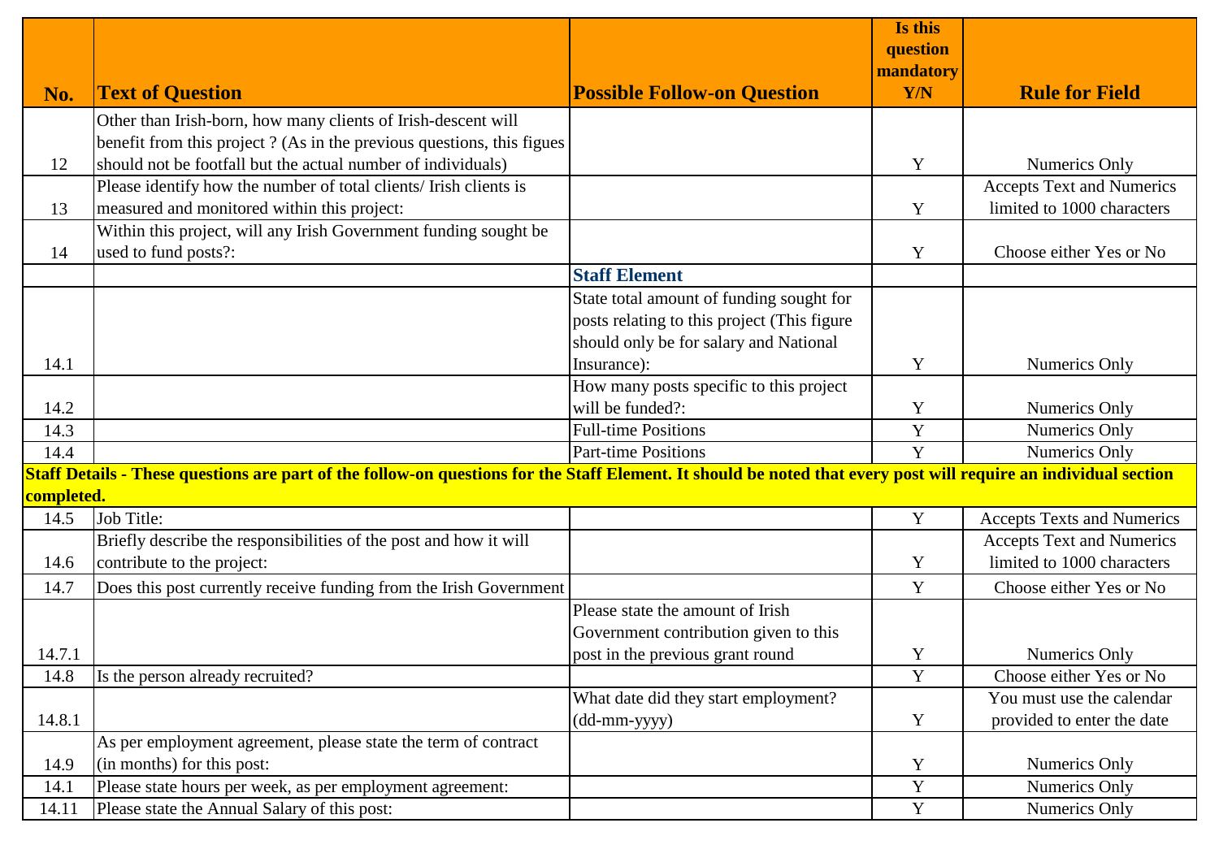| No. | Text of Question | Possible Follow-on Question | Is this question mandatory Y/N | Rule for Field |
|---|---|---|---|---|
| 12 | Other than Irish-born, how many clients of Irish-descent will benefit from this project ? (As in the previous questions, this figues should not be footfall but the actual number of individuals) | | Y | Numerics Only |
| 13 | Please identify how the number of total clients/ Irish clients is measured and monitored within this project: | | Y | Accepts Text and Numerics limited to 1000 characters |
| 14 | Within this project, will any Irish Government funding sought be used to fund posts?: | | Y | Choose either Yes or No |
| | | **Staff Element** | | |
| 14.1 | | State total amount of funding sought for posts relating to this project (This figure should only be for salary and National Insurance): | Y | Numerics Only |
| 14.2 | | How many posts specific to this project will be funded?: | Y | Numerics Only |
| 14.3 | | Full-time Positions | Y | Numerics Only |
| 14.4 | | Part-time Positions | Y | Numerics Only |
| **Staff Details - These questions are part of the follow-on questions for the Staff Element. It should be noted that every post will require an individual section completed.** | | | | |
| 14.5 | Job Title: | | Y | Accepts Texts and Numerics |
| 14.6 | Briefly describe the responsibilities of the post and how it will contribute to the project: | | Y | Accepts Text and Numerics limited to 1000 characters |
| 14.7 | Does this post currently receive funding from the Irish Government | | Y | Choose either Yes or No |
| 14.7.1 | | Please state the amount of Irish Government contribution given to this post in the previous grant round | Y | Numerics Only |
| 14.8 | Is the person already recruited? | | Y | Choose either Yes or No |
| 14.8.1 | | What date did they start employment? (dd-mm-yyyy) | Y | You must use the calendar provided to enter the date |
| 14.9 | As per employment agreement, please state the term of contract (in months) for this post: | | Y | Numerics Only |
| 14.1 | Please state hours per week, as per employment agreement: | | Y | Numerics Only |
| 14.11 | Please state the Annual Salary of this post: | | Y | Numerics Only |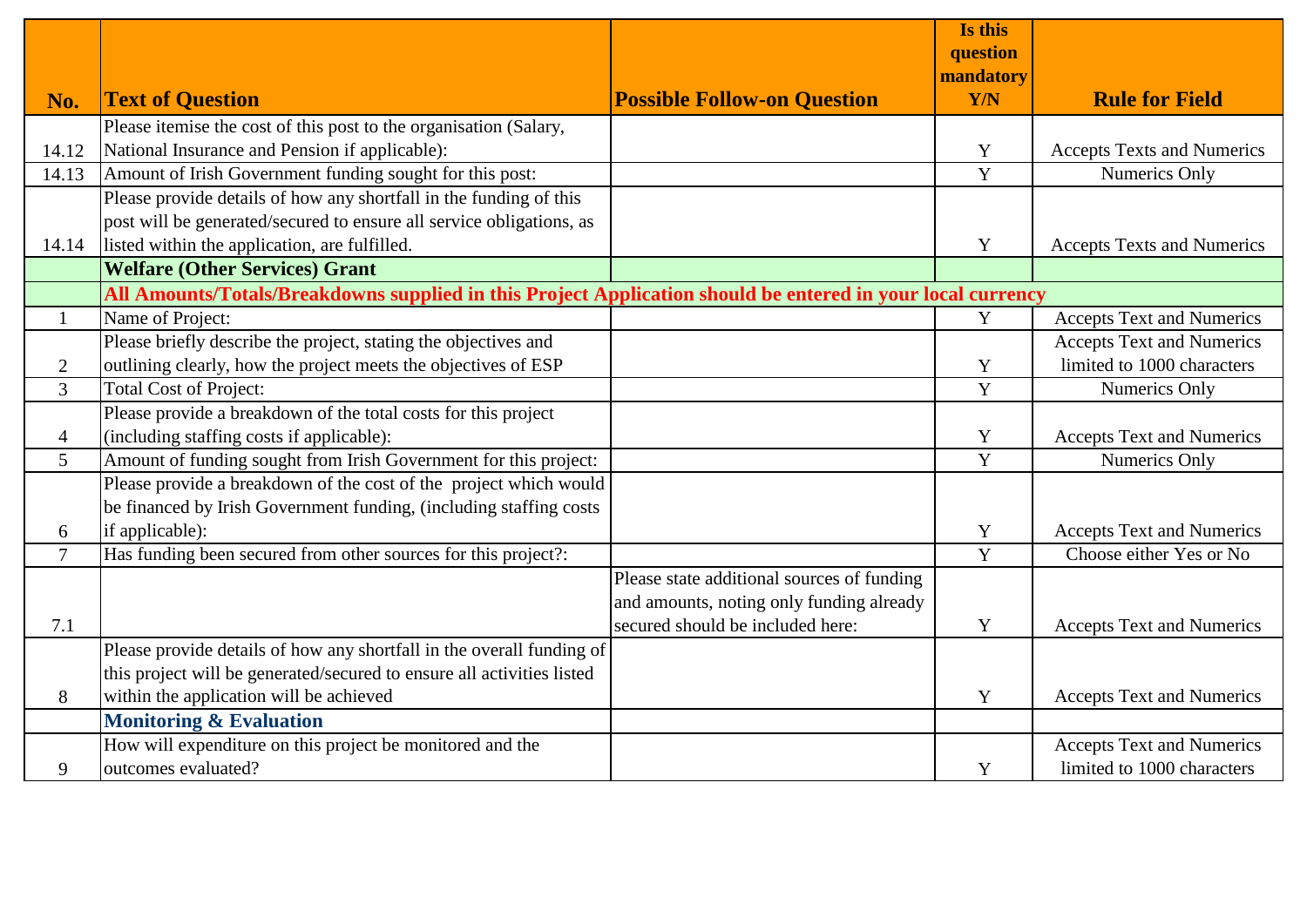| No. | Text of Question | Possible Follow-on Question | Is this question mandatory Y/N | Rule for Field |
|---|---|---|---|---|
| 14.12 | Please itemise the cost of this post to the organisation (Salary, National Insurance and Pension if applicable): | | Y | Accepts Texts and Numerics |
| 14.13 | Amount of Irish Government funding sought for this post: | | Y | Numerics Only |
| 14.14 | Please provide details of how any shortfall in the funding of this post will be generated/secured to ensure all service obligations, as listed within the application, are fulfilled. | | Y | Accepts Texts and Numerics |
| | **Welfare (Other Services) Grant** | | | |
| | **All Amounts/Totals/Breakdowns supplied in this Project Application should be entered in your local currency** | | | |
| 1 | Name of Project: | | Y | Accepts Text and Numerics |
| 2 | Please briefly describe the project, stating the objectives and outlining clearly, how the project meets the objectives of ESP | | Y | Accepts Text and Numerics limited to 1000 characters |
| 3 | Total Cost of Project: | | Y | Numerics Only |
| 4 | Please provide a breakdown of the total costs for this project (including staffing costs if applicable): | | Y | Accepts Text and Numerics |
| 5 | Amount of funding sought from Irish Government for this project: | | Y | Numerics Only |
| 6 | Please provide a breakdown of the cost of the project which would be financed by Irish Government funding, (including staffing costs if applicable): | | Y | Accepts Text and Numerics |
| 7 | Has funding been secured from other sources for this project?: | | Y | Choose either Yes or No |
| 7.1 | | Please state additional sources of funding and amounts, noting only funding already secured should be included here: | Y | Accepts Text and Numerics |
| 8 | Please provide details of how any shortfall in the overall funding of this project will be generated/secured to ensure all activities listed within the application will be achieved | | Y | Accepts Text and Numerics |
| | **Monitoring & Evaluation** | | | |
| 9 | How will expenditure on this project be monitored and the outcomes evaluated? | | Y | Accepts Text and Numerics limited to 1000 characters |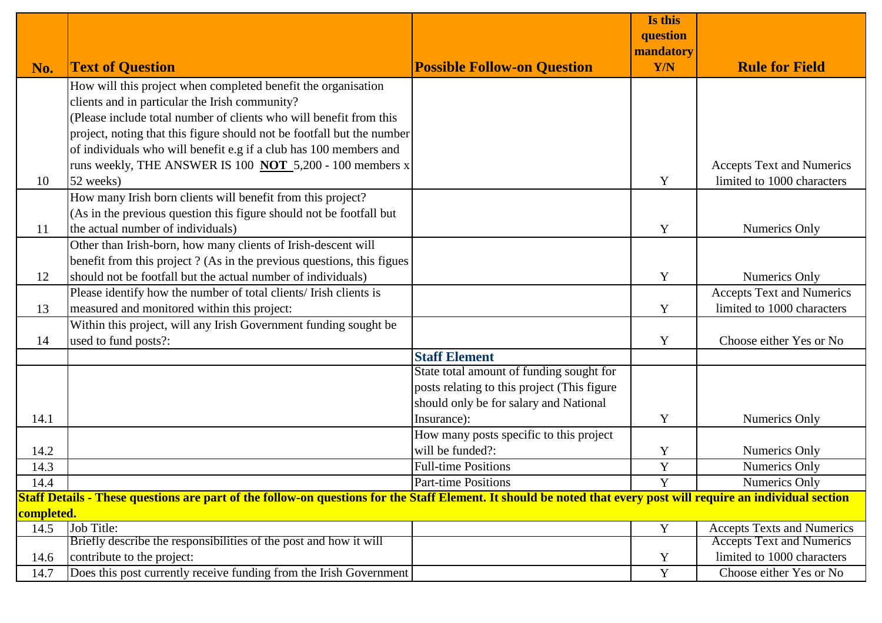| No. | Text of Question | Possible Follow-on Question | Is this question mandatory Y/N | Rule for Field |
|---|---|---|---|---|
| 10 | How will this project when completed benefit the organisation clients and in particular the Irish community? (Please include total number of clients who will benefit from this project, noting that this figure should not be footfall but the number of individuals who will benefit e.g if a club has 100 members and runs weekly, THE ANSWER IS 100 **NOT** 5,200 - 100 members x 52 weeks) | | Y | Accepts Text and Numerics limited to 1000 characters |
| 11 | How many Irish born clients will benefit from this project? (As in the previous question this figure should not be footfall but the actual number of individuals) | | Y | Numerics Only |
| 12 | Other than Irish-born, how many clients of Irish-descent will benefit from this project ? (As in the previous questions, this figues should not be footfall but the actual number of individuals) | | Y | Numerics Only |
| 13 | Please identify how the number of total clients/ Irish clients is measured and monitored within this project: | | Y | Accepts Text and Numerics limited to 1000 characters |
| 14 | Within this project, will any Irish Government funding sought be used to fund posts?: | | Y | Choose either Yes or No |
| | | **Staff Element** | | |
| 14.1 | | State total amount of funding sought for posts relating to this project (This figure should only be for salary and National Insurance): | Y | Numerics Only |
| 14.2 | | How many posts specific to this project will be funded?: | Y | Numerics Only |
| 14.3 | | Full-time Positions | Y | Numerics Only |
| 14.4 | | Part-time Positions | Y | Numerics Only |
| **Staff Details - These questions are part of the follow-on questions for the Staff Element. It should be noted that every post will require an individual section completed.** | | | | |
| 14.5 | Job Title: | | Y | Accepts Texts and Numerics |
| 14.6 | Briefly describe the responsibilities of the post and how it will contribute to the project: | | Y | Accepts Text and Numerics limited to 1000 characters |
| 14.7 | Does this post currently receive funding from the Irish Government | | Y | Choose either Yes or No |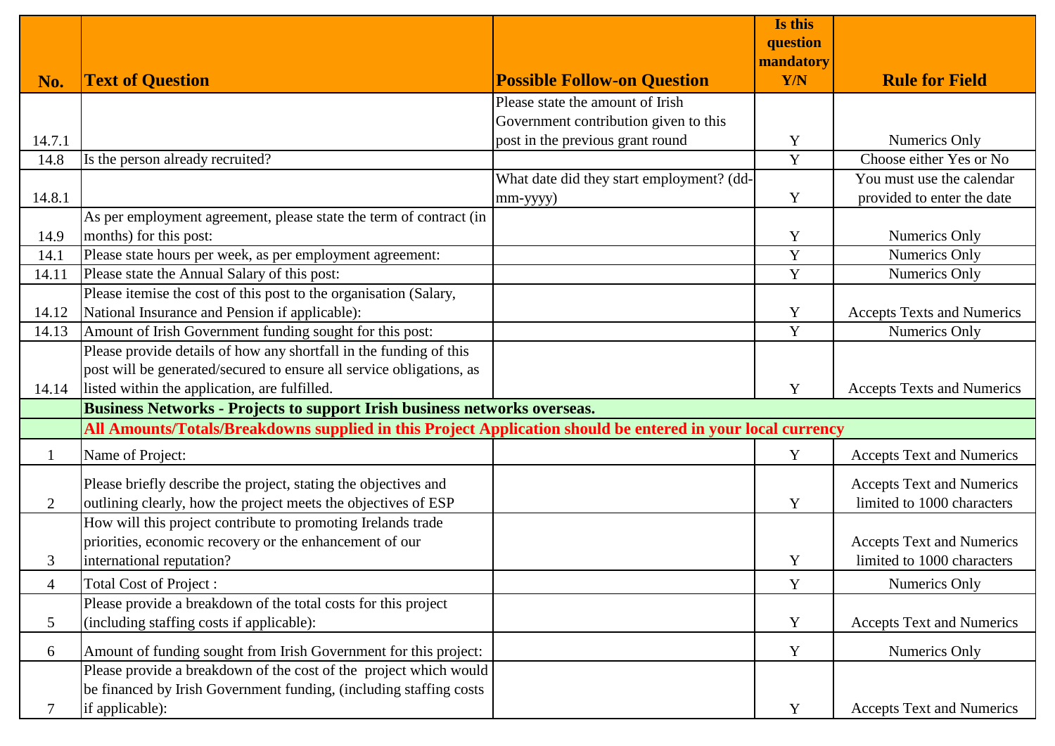| No. | Text of Question | Possible Follow-on Question | Is this question mandatory Y/N | Rule for Field |
|---|---|---|---|---|
| 14.7.1 | | Please state the amount of Irish Government contribution given to this post in the previous grant round | Y | Numerics Only |
| 14.8 | Is the person already recruited? | | Y | Choose either Yes or No |
| 14.8.1 | | What date did they start employment? (dd-mm-yyyy) | Y | You must use the calendar provided to enter the date |
| 14.9 | As per employment agreement, please state the term of contract (in months) for this post: | | Y | Numerics Only |
| 14.1 | Please state hours per week, as per employment agreement: | | Y | Numerics Only |
| 14.11 | Please state the Annual Salary of this post: | | Y | Numerics Only |
| 14.12 | Please itemise the cost of this post to the organisation (Salary, National Insurance and Pension if applicable): | | Y | Accepts Texts and Numerics |
| 14.13 | Amount of Irish Government funding sought for this post: | | Y | Numerics Only |
| 14.14 | Please provide details of how any shortfall in the funding of this post will be generated/secured to ensure all service obligations, as listed within the application, are fulfilled. | | Y | Accepts Texts and Numerics |
| | **Business Networks - Projects to support Irish business networks overseas.** | | | |
| | **All Amounts/Totals/Breakdowns supplied in this Project Application should be entered in your local currency** | | | |
| 1 | Name of Project: | | Y | Accepts Text and Numerics |
| 2 | Please briefly describe the project, stating the objectives and outlining clearly, how the project meets the objectives of ESP | | Y | Accepts Text and Numerics limited to 1000 characters |
| 3 | How will this project contribute to promoting Irelands trade priorities, economic recovery or the enhancement of our international reputation? | | Y | Accepts Text and Numerics limited to 1000 characters |
| 4 | Total Cost of Project : | | Y | Numerics Only |
| 5 | Please provide a breakdown of the total costs for this project (including staffing costs if applicable): | | Y | Accepts Text and Numerics |
| 6 | Amount of funding sought from Irish Government for this project: | | Y | Numerics Only |
| 7 | Please provide a breakdown of the cost of the project which would be financed by Irish Government funding, (including staffing costs if applicable): | | Y | Accepts Text and Numerics |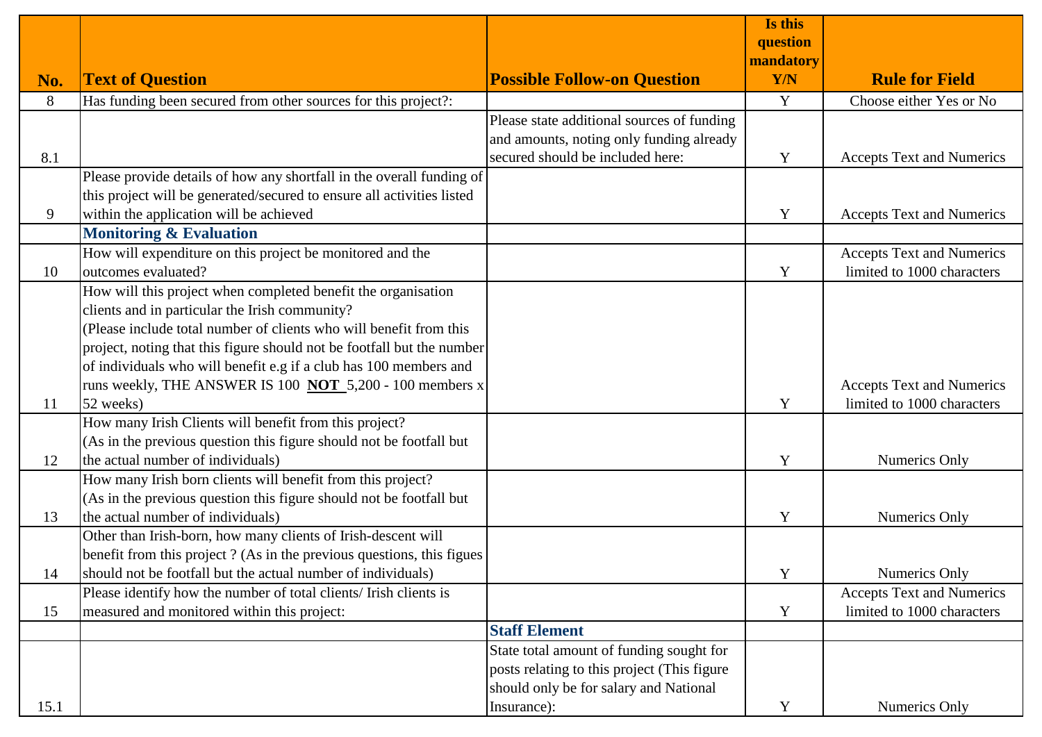| No. | Text of Question | Possible Follow-on Question | Is this question mandatory Y/N | Rule for Field |
|---|---|---|---|---|
| 8 | Has funding been secured from other sources for this project?: | | Y | Choose either Yes or No |
| 8.1 | | Please state additional sources of funding and amounts, noting only funding already secured should be included here: | Y | Accepts Text and Numerics |
| 9 | Please provide details of how any shortfall in the overall funding of this project will be generated/secured to ensure all activities listed within the application will be achieved | | Y | Accepts Text and Numerics |
| | **Monitoring & Evaluation** | | | |
| 10 | How will expenditure on this project be monitored and the outcomes evaluated? | | Y | Accepts Text and Numerics limited to 1000 characters |
| 11 | How will this project when completed benefit the organisation clients and in particular the Irish community? (Please include total number of clients who will benefit from this project, noting that this figure should not be footfall but the number of individuals who will benefit e.g if a club has 100 members and runs weekly, THE ANSWER IS 100 **NOT** 5,200 - 100 members x 52 weeks) | | Y | Accepts Text and Numerics limited to 1000 characters |
| 12 | How many Irish Clients will benefit from this project? (As in the previous question this figure should not be footfall but the actual number of individuals) | | Y | Numerics Only |
| 13 | How many Irish born clients will benefit from this project? (As in the previous question this figure should not be footfall but the actual number of individuals) | | Y | Numerics Only |
| 14 | Other than Irish-born, how many clients of Irish-descent will benefit from this project ? (As in the previous questions, this figues should not be footfall but the actual number of individuals) | | Y | Numerics Only |
| 15 | Please identify how the number of total clients/ Irish clients is measured and monitored within this project: | | Y | Accepts Text and Numerics limited to 1000 characters |
| | | **Staff Element** | | |
| 15.1 | | State total amount of funding sought for posts relating to this project (This figure should only be for salary and National Insurance): | Y | Numerics Only |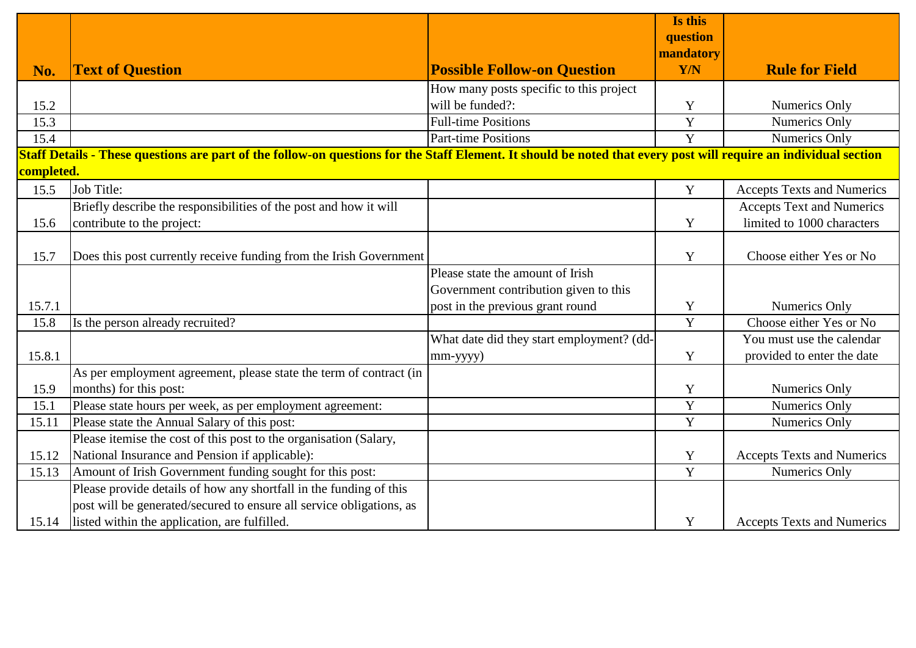| No. | Text of Question | Possible Follow-on Question | Is this question mandatory Y/N | Rule for Field |
|---|---|---|---|---|
| 15.2 | | How many posts specific to this project will be funded?: | Y | Numerics Only |
| 15.3 | | Full-time Positions | Y | Numerics Only |
| 15.4 | | Part-time Positions | Y | Numerics Only |
| **Staff Details - These questions are part of the follow-on questions for the Staff Element. It should be noted that every post will require an individual section completed.** | | | | |
| 15.5 | Job Title: | | Y | Accepts Texts and Numerics |
| 15.6 | Briefly describe the responsibilities of the post and how it will contribute to the project: | | Y | Accepts Text and Numerics limited to 1000 characters |
| 15.7 | Does this post currently receive funding from the Irish Government | | Y | Choose either Yes or No |
| 15.7.1 | | Please state the amount of Irish Government contribution given to this post in the previous grant round | Y | Numerics Only |
| 15.8 | Is the person already recruited? | | Y | Choose either Yes or No |
| 15.8.1 | | What date did they start employment? (dd-mm-yyyy) | Y | You must use the calendar provided to enter the date |
| 15.9 | As per employment agreement, please state the term of contract (in months) for this post: | | Y | Numerics Only |
| 15.1 | Please state hours per week, as per employment agreement: | | Y | Numerics Only |
| 15.11 | Please state the Annual Salary of this post: | | Y | Numerics Only |
| 15.12 | Please itemise the cost of this post to the organisation (Salary, National Insurance and Pension if applicable): | | Y | Accepts Texts and Numerics |
| 15.13 | Amount of Irish Government funding sought for this post: | | Y | Numerics Only |
| 15.14 | Please provide details of how any shortfall in the funding of this post will be generated/secured to ensure all service obligations, as listed within the application, are fulfilled. | | Y | Accepts Texts and Numerics |